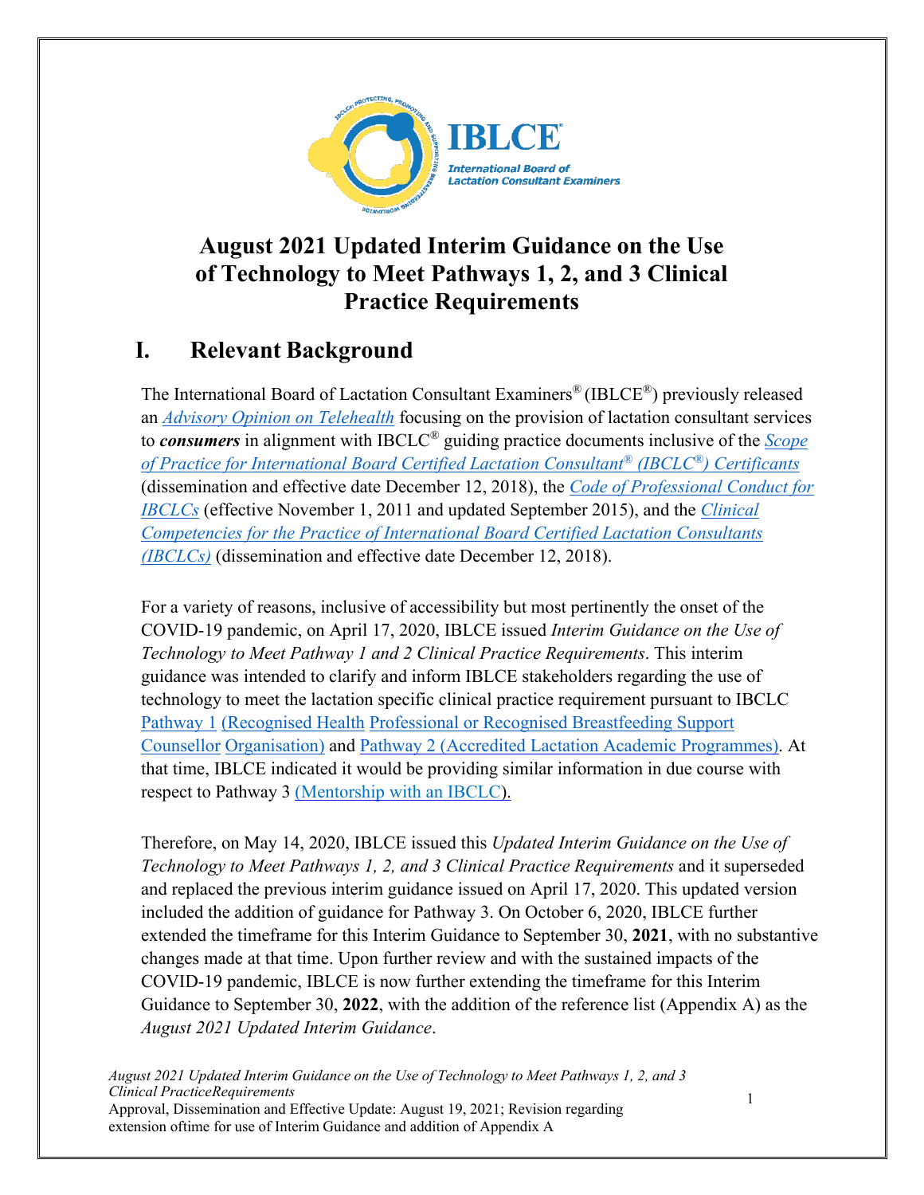# August 2021 Updated Interim Guidance on the Use of Technology to Meet Pathways 1, 2, and 3 Clinical Practice Requirements

## I. Relevant Background

The International Board of Lactation Consultant Examiners® (IBLCE®) previously released an *Advisory Opinion on Telehealth* focusing on the provision of lactation consultant services to ***consumers*** in alignment with IBCLC® guiding practice documents inclusive of the *Scope of Practice for International Board Certified Lactation Consultant® (IBCLC®) Certificants* (dissemination and effective date December 12, 2018), the *Code of Professional Conduct for IBCLCs* (effective November 1, 2011 and updated September 2015), and the *Clinical Competencies for the Practice of International Board Certified Lactation Consultants (IBCLCs)* (dissemination and effective date December 12, 2018).

For a variety of reasons, inclusive of accessibility but most pertinently the onset of the COVID-19 pandemic, on April 17, 2020, IBLCE issued *Interim Guidance on the Use of Technology to Meet Pathway 1 and 2 Clinical Practice Requirements*. This interim guidance was intended to clarify and inform IBLCE stakeholders regarding the use of technology to meet the lactation specific clinical practice requirement pursuant to IBCLC Pathway 1 (Recognised Health Professional or Recognised Breastfeeding Support Counsellor Organisation) and Pathway 2 (Accredited Lactation Academic Programmes). At that time, IBLCE indicated it would be providing similar information in due course with respect to Pathway 3 (Mentorship with an IBCLC).

Therefore, on May 14, 2020, IBLCE issued this *Updated Interim Guidance on the Use of Technology to Meet Pathways 1, 2, and 3 Clinical Practice Requirements* and it superseded and replaced the previous interim guidance issued on April 17, 2020. This updated version included the addition of guidance for Pathway 3. On October 6, 2020, IBLCE further extended the timeframe for this Interim Guidance to September 30, **2021**, with no substantive changes made at that time. Upon further review and with the sustained impacts of the COVID-19 pandemic, IBLCE is now further extending the timeframe for this Interim Guidance to September 30, **2022**, with the addition of the reference list (Appendix A) as the *August 2021 Updated Interim Guidance*.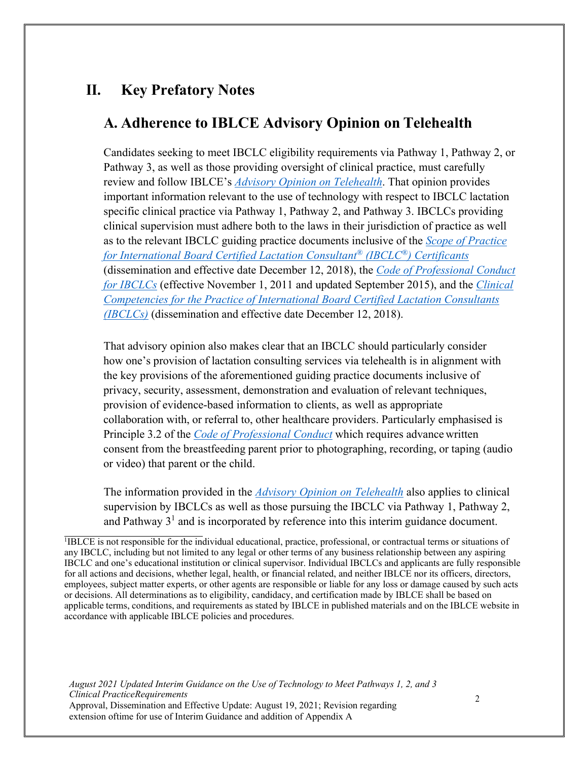# II. Key Prefatory Notes

## A. Adherence to IBLCE Advisory Opinion on Telehealth

Candidates seeking to meet IBCLC eligibility requirements via Pathway 1, Pathway 2, or Pathway 3, as well as those providing oversight of clinical practice, must carefully review and follow IBLCE's *Advisory Opinion on Telehealth*. That opinion provides important information relevant to the use of technology with respect to IBCLC lactation specific clinical practice via Pathway 1, Pathway 2, and Pathway 3. IBCLCs providing clinical supervision must adhere both to the laws in their jurisdiction of practice as well as to the relevant IBCLC guiding practice documents inclusive of the *Scope of Practice for International Board Certified Lactation Consultant® (IBCLC®) Certificants* (dissemination and effective date December 12, 2018), the *Code of Professional Conduct for IBCLCs* (effective November 1, 2011 and updated September 2015), and the *Clinical Competencies for the Practice of International Board Certified Lactation Consultants (IBCLCs)* (dissemination and effective date December 12, 2018).

That advisory opinion also makes clear that an IBCLC should particularly consider how one's provision of lactation consulting services via telehealth is in alignment with the key provisions of the aforementioned guiding practice documents inclusive of privacy, security, assessment, demonstration and evaluation of relevant techniques, provision of evidence-based information to clients, as well as appropriate collaboration with, or referral to, other healthcare providers. Particularly emphasised is Principle 3.2 of the *Code of Professional Conduct* which requires advance written consent from the breastfeeding parent prior to photographing, recording, or taping (audio or video) that parent or the child.

The information provided in the *Advisory Opinion on Telehealth* also applies to clinical supervision by IBCLCs as well as those pursuing the IBCLC via Pathway 1, Pathway 2, and Pathway 3[1] and is incorporated by reference into this interim guidance document.

[1]IBLCE is not responsible for the individual educational, practice, professional, or contractual terms or situations of any IBCLC, including but not limited to any legal or other terms of any business relationship between any aspiring IBCLC and one's educational institution or clinical supervisor. Individual IBCLCs and applicants are fully responsible for all actions and decisions, whether legal, health, or financial related, and neither IBLCE nor its officers, directors, employees, subject matter experts, or other agents are responsible or liable for any loss or damage caused by such acts or decisions. All determinations as to eligibility, candidacy, and certification made by IBLCE shall be based on applicable terms, conditions, and requirements as stated by IBLCE in published materials and on the IBLCE website in accordance with applicable IBLCE policies and procedures.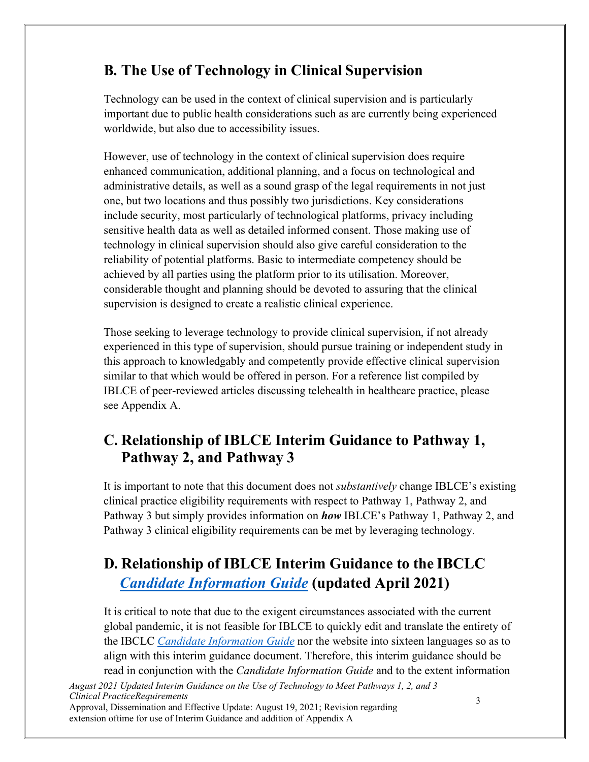## B. The Use of Technology in Clinical Supervision

Technology can be used in the context of clinical supervision and is particularly important due to public health considerations such as are currently being experienced worldwide, but also due to accessibility issues.

However, use of technology in the context of clinical supervision does require enhanced communication, additional planning, and a focus on technological and administrative details, as well as a sound grasp of the legal requirements in not just one, but two locations and thus possibly two jurisdictions. Key considerations include security, most particularly of technological platforms, privacy including sensitive health data as well as detailed informed consent. Those making use of technology in clinical supervision should also give careful consideration to the reliability of potential platforms. Basic to intermediate competency should be achieved by all parties using the platform prior to its utilisation. Moreover, considerable thought and planning should be devoted to assuring that the clinical supervision is designed to create a realistic clinical experience.

Those seeking to leverage technology to provide clinical supervision, if not already experienced in this type of supervision, should pursue training or independent study in this approach to knowledgably and competently provide effective clinical supervision similar to that which would be offered in person. For a reference list compiled by IBLCE of peer-reviewed articles discussing telehealth in healthcare practice, please see Appendix A.

## C. Relationship of IBLCE Interim Guidance to Pathway 1, Pathway 2, and Pathway 3

It is important to note that this document does not *substantively* change IBLCE's existing clinical practice eligibility requirements with respect to Pathway 1, Pathway 2, and Pathway 3 but simply provides information on ***how*** IBLCE's Pathway 1, Pathway 2, and Pathway 3 clinical eligibility requirements can be met by leveraging technology.

## D. Relationship of IBLCE Interim Guidance to the IBCLC *Candidate Information Guide* (updated April 2021)

It is critical to note that due to the exigent circumstances associated with the current global pandemic, it is not feasible for IBLCE to quickly edit and translate the entirety of the IBCLC *Candidate Information Guide* nor the website into sixteen languages so as to align with this interim guidance document. Therefore, this interim guidance should be read in conjunction with the *Candidate Information Guide* and to the extent information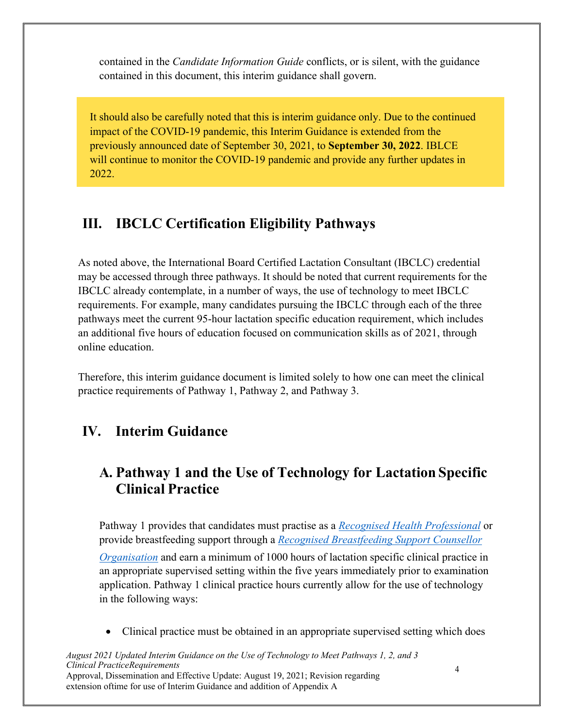contained in the *Candidate Information Guide* conflicts, or is silent, with the guidance contained in this document, this interim guidance shall govern.

It should also be carefully noted that this is interim guidance only. Due to the continued impact of the COVID-19 pandemic, this Interim Guidance is extended from the previously announced date of September 30, 2021, to **September 30, 2022**. IBLCE will continue to monitor the COVID-19 pandemic and provide any further updates in 2022.

## III. IBCLC Certification Eligibility Pathways

As noted above, the International Board Certified Lactation Consultant (IBCLC) credential may be accessed through three pathways. It should be noted that current requirements for the IBCLC already contemplate, in a number of ways, the use of technology to meet IBCLC requirements. For example, many candidates pursuing the IBCLC through each of the three pathways meet the current 95-hour lactation specific education requirement, which includes an additional five hours of education focused on communication skills as of 2021, through online education.

Therefore, this interim guidance document is limited solely to how one can meet the clinical practice requirements of Pathway 1, Pathway 2, and Pathway 3.

## IV. Interim Guidance

### A. Pathway 1 and the Use of Technology for Lactation Specific Clinical Practice

Pathway 1 provides that candidates must practise as a *Recognised Health Professional* or provide breastfeeding support through a *Recognised Breastfeeding Support Counsellor Organisation* and earn a minimum of 1000 hours of lactation specific clinical practice in an appropriate supervised setting within the five years immediately prior to examination application. Pathway 1 clinical practice hours currently allow for the use of technology in the following ways:

- Clinical practice must be obtained in an appropriate supervised setting which does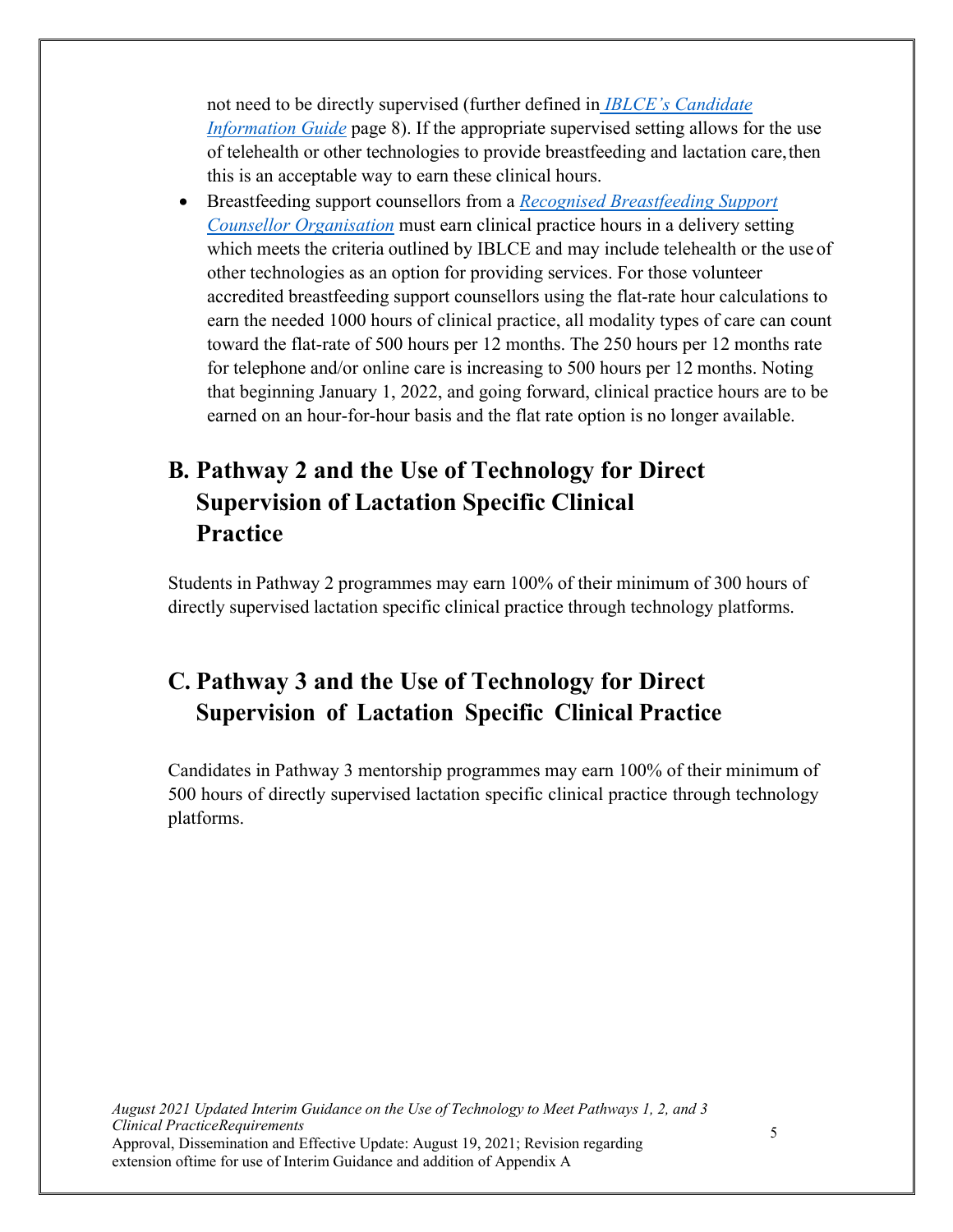not need to be directly supervised (further defined in *IBLCE's Candidate Information Guide* page 8). If the appropriate supervised setting allows for the use of telehealth or other technologies to provide breastfeeding and lactation care, then this is an acceptable way to earn these clinical hours.

- Breastfeeding support counsellors from a *Recognised Breastfeeding Support Counsellor Organisation* must earn clinical practice hours in a delivery setting which meets the criteria outlined by IBLCE and may include telehealth or the use of other technologies as an option for providing services. For those volunteer accredited breastfeeding support counsellors using the flat-rate hour calculations to earn the needed 1000 hours of clinical practice, all modality types of care can count toward the flat-rate of 500 hours per 12 months. The 250 hours per 12 months rate for telephone and/or online care is increasing to 500 hours per 12 months. Noting that beginning January 1, 2022, and going forward, clinical practice hours are to be earned on an hour-for-hour basis and the flat rate option is no longer available.

## B. Pathway 2 and the Use of Technology for Direct Supervision of Lactation Specific Clinical Practice

Students in Pathway 2 programmes may earn 100% of their minimum of 300 hours of directly supervised lactation specific clinical practice through technology platforms.

## C. Pathway 3 and the Use of Technology for Direct Supervision of Lactation Specific Clinical Practice

Candidates in Pathway 3 mentorship programmes may earn 100% of their minimum of 500 hours of directly supervised lactation specific clinical practice through technology platforms.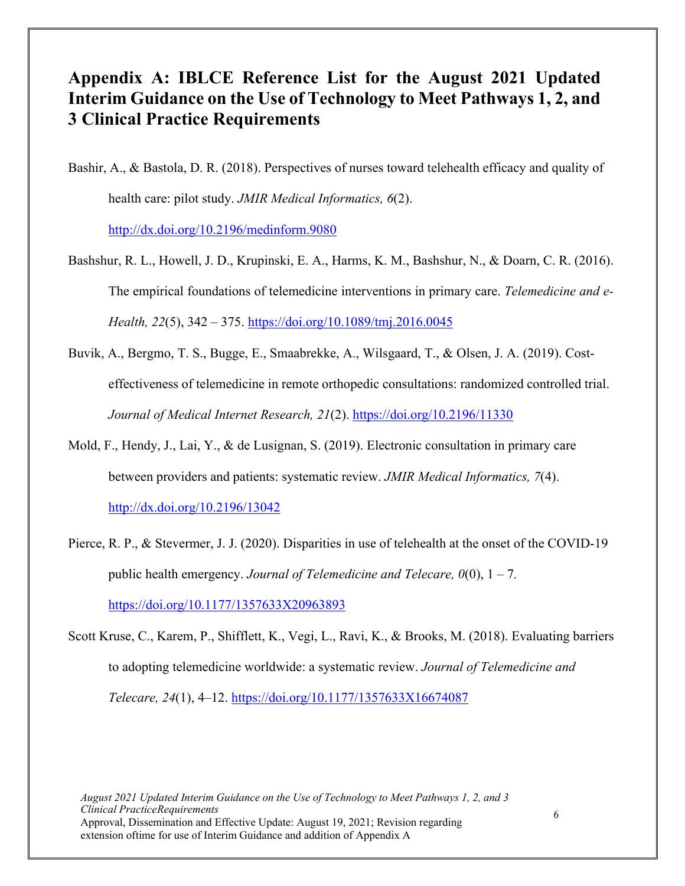# Appendix A: IBLCE Reference List for the August 2021 Updated Interim Guidance on the Use of Technology to Meet Pathways 1, 2, and 3 Clinical Practice Requirements

Bashir, A., & Bastola, D. R. (2018). Perspectives of nurses toward telehealth efficacy and quality of health care: pilot study. *JMIR Medical Informatics, 6*(2). http://dx.doi.org/10.2196/medinform.9080

Bashshur, R. L., Howell, J. D., Krupinski, E. A., Harms, K. M., Bashshur, N., & Doarn, C. R. (2016). The empirical foundations of telemedicine interventions in primary care. *Telemedicine and e-Health, 22*(5), 342 – 375. https://doi.org/10.1089/tmj.2016.0045

Buvik, A., Bergmo, T. S., Bugge, E., Smaabrekke, A., Wilsgaard, T., & Olsen, J. A. (2019). Cost-effectiveness of telemedicine in remote orthopedic consultations: randomized controlled trial. *Journal of Medical Internet Research, 21*(2). https://doi.org/10.2196/11330

Mold, F., Hendy, J., Lai, Y., & de Lusignan, S. (2019). Electronic consultation in primary care between providers and patients: systematic review. *JMIR Medical Informatics, 7*(4). http://dx.doi.org/10.2196/13042

Pierce, R. P., & Stevermer, J. J. (2020). Disparities in use of telehealth at the onset of the COVID-19 public health emergency. *Journal of Telemedicine and Telecare, 0*(0), 1 – 7. https://doi.org/10.1177/1357633X20963893

Scott Kruse, C., Karem, P., Shifflett, K., Vegi, L., Ravi, K., & Brooks, M. (2018). Evaluating barriers to adopting telemedicine worldwide: a systematic review. *Journal of Telemedicine and Telecare, 24*(1), 4–12. https://doi.org/10.1177/1357633X16674087